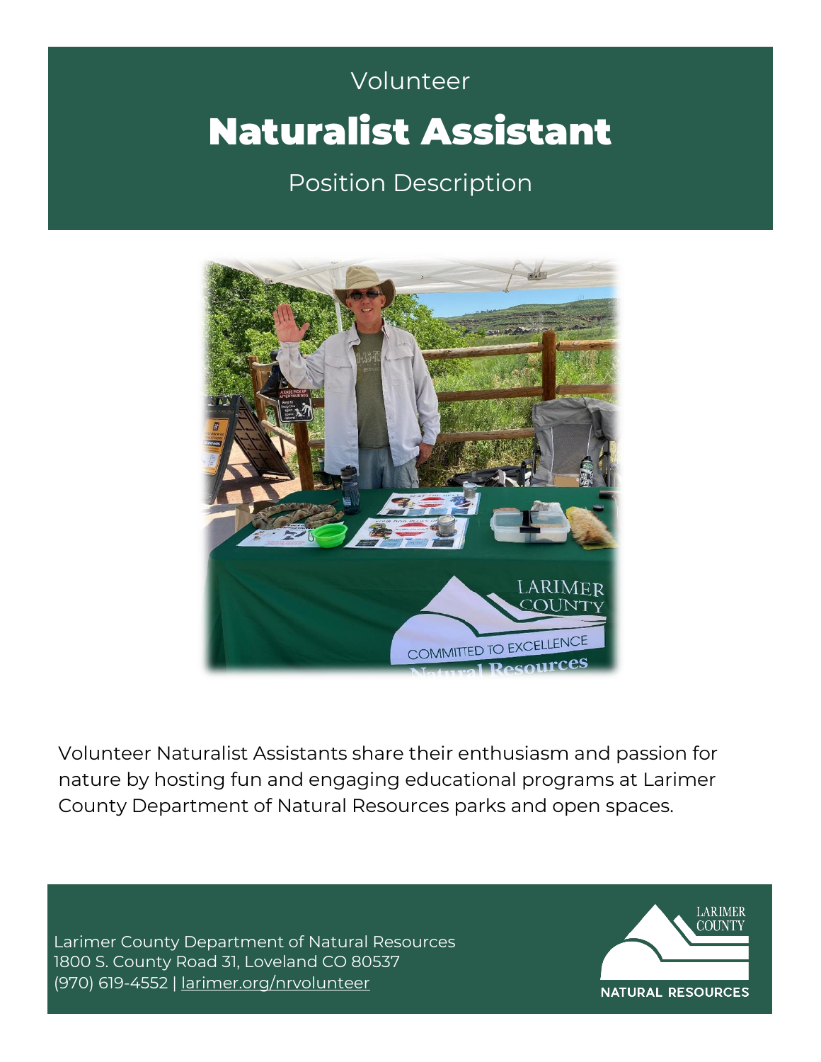Volunteer

# Naturalist Assistant

Position Description

Volunteer Naturalist Assistants share their enthusiasm and passion for nature by hosting fun and engaging educational programs at Larimer County Department of Natural Resources parks and open spaces.

Larimer County Department of Natural Resources
1800 S. County Road 31, Loveland CO 80537
(970) 619-4552 | larimer.org/nrvolunteer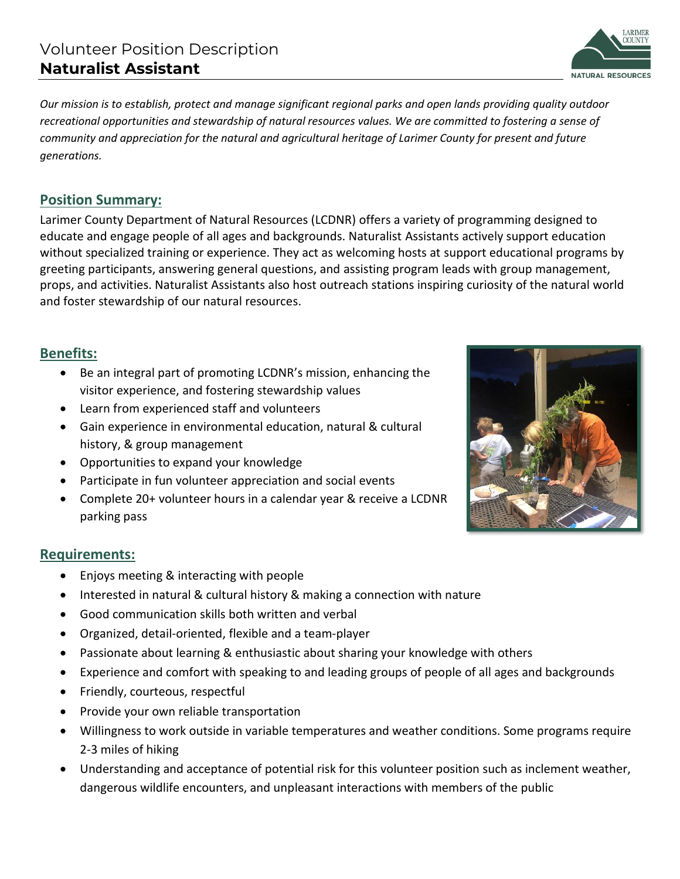Volunteer Position Description
**Naturalist Assistant**

*Our mission is to establish, protect and manage significant regional parks and open lands providing quality outdoor recreational opportunities and stewardship of natural resources values. We are committed to fostering a sense of community and appreciation for the natural and agricultural heritage of Larimer County for present and future generations.*

## Position Summary:

Larimer County Department of Natural Resources (LCDNR) offers a variety of programming designed to educate and engage people of all ages and backgrounds. Naturalist Assistants actively support education without specialized training or experience. They act as welcoming hosts at support educational programs by greeting participants, answering general questions, and assisting program leads with group management, props, and activities. Naturalist Assistants also host outreach stations inspiring curiosity of the natural world and foster stewardship of our natural resources.

## Benefits:

- Be an integral part of promoting LCDNR's mission, enhancing the visitor experience, and fostering stewardship values
- Learn from experienced staff and volunteers
- Gain experience in environmental education, natural & cultural history, & group management
- Opportunities to expand your knowledge
- Participate in fun volunteer appreciation and social events
- Complete 20+ volunteer hours in a calendar year & receive a LCDNR parking pass

## Requirements:

- Enjoys meeting & interacting with people
- Interested in natural & cultural history & making a connection with nature
- Good communication skills both written and verbal
- Organized, detail-oriented, flexible and a team-player
- Passionate about learning & enthusiastic about sharing your knowledge with others
- Experience and comfort with speaking to and leading groups of people of all ages and backgrounds
- Friendly, courteous, respectful
- Provide your own reliable transportation
- Willingness to work outside in variable temperatures and weather conditions. Some programs require 2-3 miles of hiking
- Understanding and acceptance of potential risk for this volunteer position such as inclement weather, dangerous wildlife encounters, and unpleasant interactions with members of the public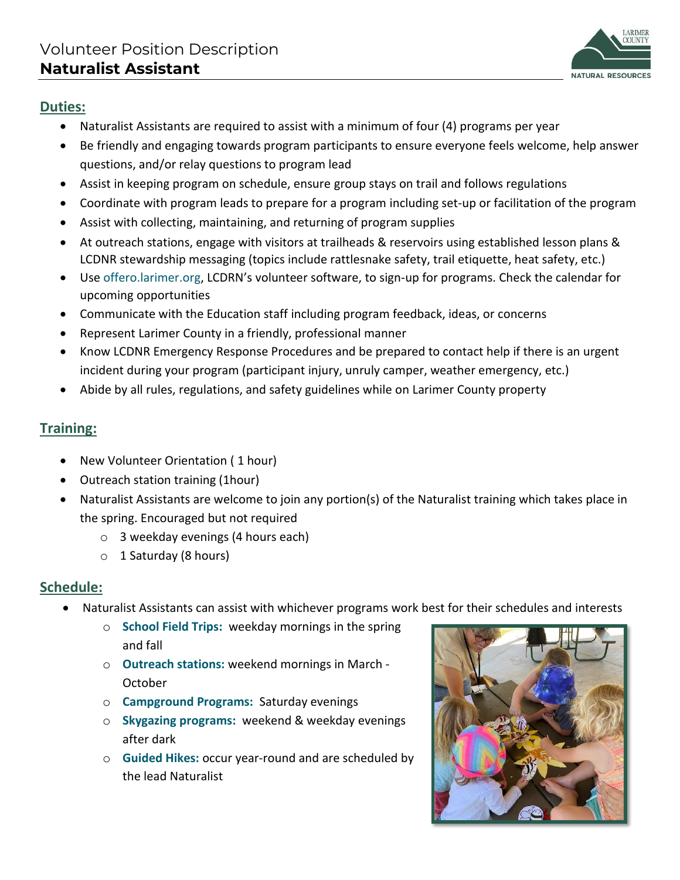Volume Position Description

# Naturalist Assistant

## Duties:

- Naturalist Assistants are required to assist with a minimum of four (4) programs per year
- Be friendly and engaging towards program participants to ensure everyone feels welcome, help answer questions, and/or relay questions to program lead
- Assist in keeping program on schedule, ensure group stays on trail and follows regulations
- Coordinate with program leads to prepare for a program including set-up or facilitation of the program
- Assist with collecting, maintaining, and returning of program supplies
- At outreach stations, engage with visitors at trailheads & reservoirs using established lesson plans & LCDNR stewardship messaging (topics include rattlesnake safety, trail etiquette, heat safety, etc.)
- Use offero.larimer.org, LCDRN's volunteer software, to sign-up for programs. Check the calendar for upcoming opportunities
- Communicate with the Education staff including program feedback, ideas, or concerns
- Represent Larimer County in a friendly, professional manner
- Know LCDNR Emergency Response Procedures and be prepared to contact help if there is an urgent incident during your program (participant injury, unruly camper, weather emergency, etc.)
- Abide by all rules, regulations, and safety guidelines while on Larimer County property

## Training:

- New Volunteer Orientation ( 1 hour)
- Outreach station training (1hour)
- Naturalist Assistants are welcome to join any portion(s) of the Naturalist training which takes place in the spring. Encouraged but not required
  - 3 weekday evenings (4 hours each)
  - 1 Saturday (8 hours)

## Schedule:

- Naturalist Assistants can assist with whichever programs work best for their schedules and interests
  - **School Field Trips:** weekday mornings in the spring and fall
  - **Outreach stations:** weekend mornings in March - October
  - **Campground Programs:** Saturday evenings
  - **Skygazing programs:** weekend & weekday evenings after dark
  - **Guided Hikes:** occur year-round and are scheduled by the lead Naturalist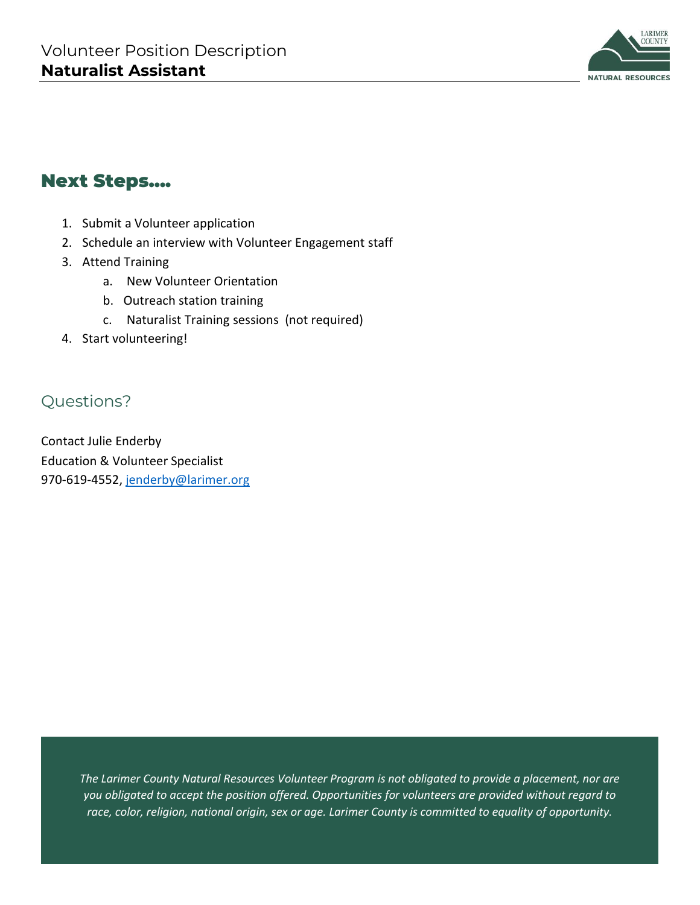## Next Steps….

1. Submit a Volunteer application
2. Schedule an interview with Volunteer Engagement staff
3. Attend Training
   a. New Volunteer Orientation
   b. Outreach station training
   c. Naturalist Training sessions (not required)
4. Start volunteering!

### Questions?

Contact Julie Enderby
Education & Volunteer Specialist
970-619-4552, jenderby@larimer.org

*The Larimer County Natural Resources Volunteer Program is not obligated to provide a placement, nor are you obligated to accept the position offered. Opportunities for volunteers are provided without regard to race, color, religion, national origin, sex or age. Larimer County is committed to equality of opportunity.*